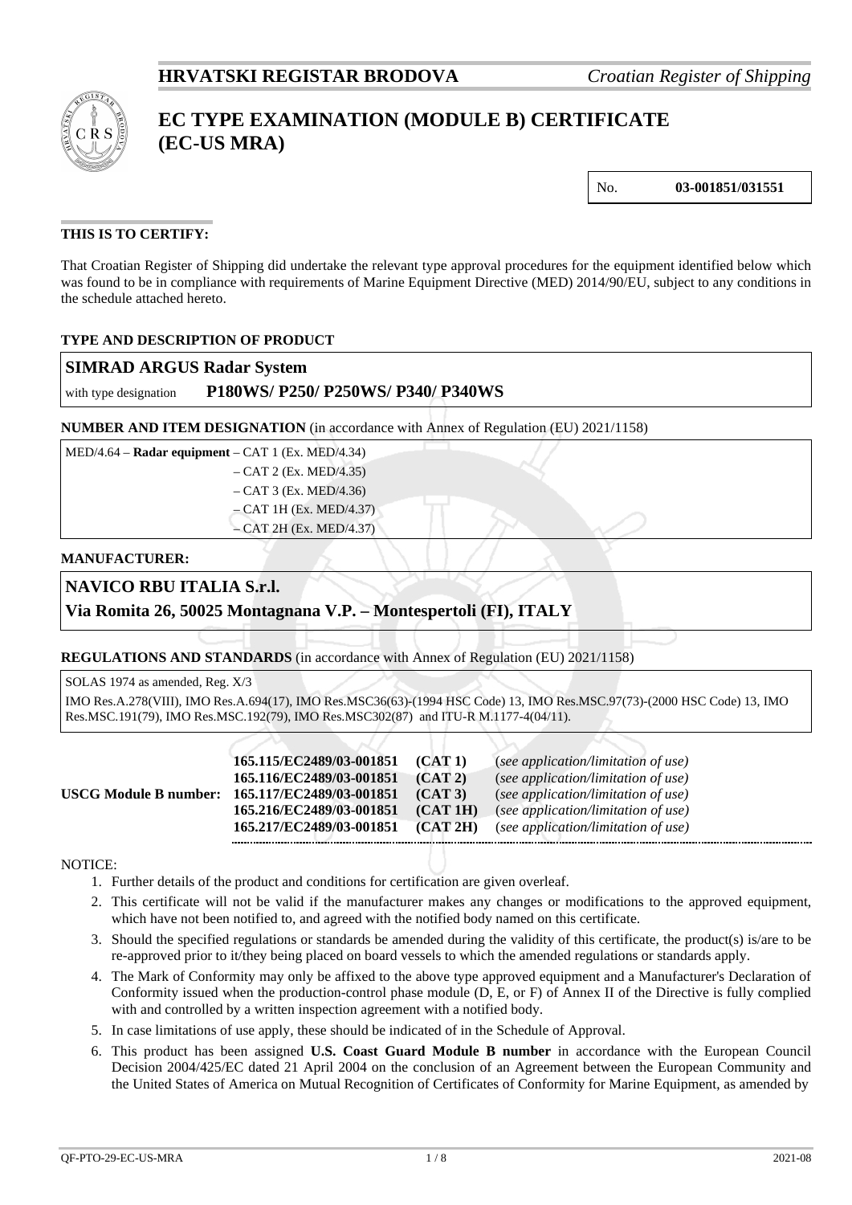**HRVATSKI REGISTAR BRODOVA** *Croatian Register of Shipping*

# EC TYPE EXAMINATION (MODULE B) CERTIFICATE (EC-US MRA)

| No. | **03-001851/031551** |
|---|---|

**THIS IS TO CERTIFY:**

That Croatian Register of Shipping did undertake the relevant type approval procedures for the equipment identified below which was found to be in compliance with requirements of Marine Equipment Directive (MED) 2014/90/EU, subject to any conditions in the schedule attached hereto.

**TYPE AND DESCRIPTION OF PRODUCT**

**SIMRAD ARGUS Radar System**

with type designation **P180WS/ P250/ P250WS/ P340/ P340WS**

**NUMBER AND ITEM DESIGNATION** (in accordance with Annex of Regulation (EU) 2021/1158)

MED/4.64 – **Radar equipment** – CAT 1 (Ex. MED/4.34)
– CAT 2 (Ex. MED/4.35)
– CAT 3 (Ex. MED/4.36)
– CAT 1H (Ex. MED/4.37)
– CAT 2H (Ex. MED/4.37)

**MANUFACTURER:**

**NAVICO RBU ITALIA S.r.l.**
**Via Romita 26, 50025 Montagnana V.P. – Montespertoli (FI), ITALY**

**REGULATIONS AND STANDARDS** (in accordance with Annex of Regulation (EU) 2021/1158)

SOLAS 1974 as amended, Reg. X/3

IMO Res.A.278(VIII), IMO Res.A.694(17), IMO Res.MSC36(63)-(1994 HSC Code) 13, IMO Res.MSC.97(73)-(2000 HSC Code) 13, IMO Res.MSC.191(79), IMO Res.MSC.192(79), IMO Res.MSC302(87) and ITU-R M.1177-4(04/11).

| | | | |
|---|---|---|---|
| **USCG Module B number:** | **165.115/EC2489/03-001851** | **(CAT 1)** | (*see application/limitation of use)* |
| | **165.116/EC2489/03-001851** | **(CAT 2)** | (*see application/limitation of use)* |
| | **165.117/EC2489/03-001851** | **(CAT 3)** | (*see application/limitation of use)* |
| | **165.216/EC2489/03-001851** | **(CAT 1H)** | (*see application/limitation of use)* |
| | **165.217/EC2489/03-001851** | **(CAT 2H)** | (*see application/limitation of use)* |

NOTICE:

1. Further details of the product and conditions for certification are given overleaf.
2. This certificate will not be valid if the manufacturer makes any changes or modifications to the approved equipment, which have not been notified to, and agreed with the notified body named on this certificate.
3. Should the specified regulations or standards be amended during the validity of this certificate, the product(s) is/are to be re-approved prior to it/they being placed on board vessels to which the amended regulations or standards apply.
4. The Mark of Conformity may only be affixed to the above type approved equipment and a Manufacturer's Declaration of Conformity issued when the production-control phase module (D, E, or F) of Annex II of the Directive is fully complied with and controlled by a written inspection agreement with a notified body.
5. In case limitations of use apply, these should be indicated of in the Schedule of Approval.
6. This product has been assigned **U.S. Coast Guard Module B number** in accordance with the European Council Decision 2004/425/EC dated 21 April 2004 on the conclusion of an Agreement between the European Community and the United States of America on Mutual Recognition of Certificates of Conformity for Marine Equipment, as amended by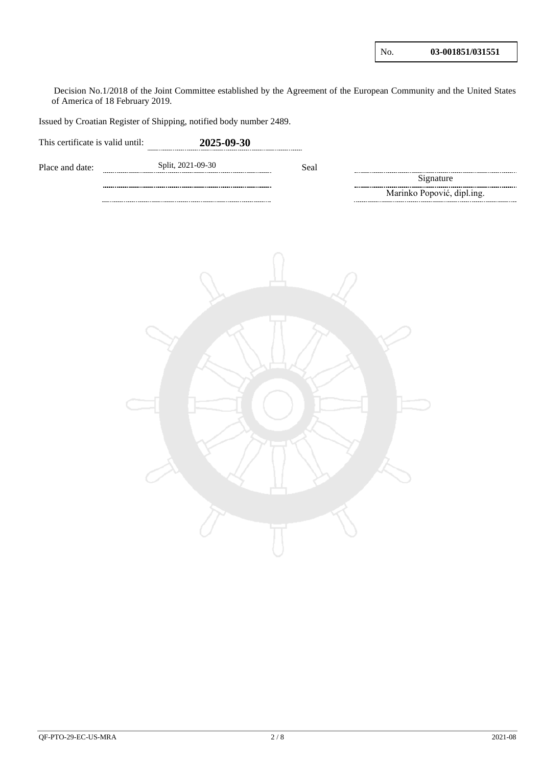| No. | **03-001851/031551** |
|---|---|

Decision No.1/2018 of the Joint Committee established by the Agreement of the European Community and the United States of America of 18 February 2019.

Issued by Croatian Register of Shipping, notified body number 2489.

This certificate is valid until: **2025-09-30**

Place and date: Split, 2021-09-30

Seal

Signature

Marinko Popović, dipl.ing.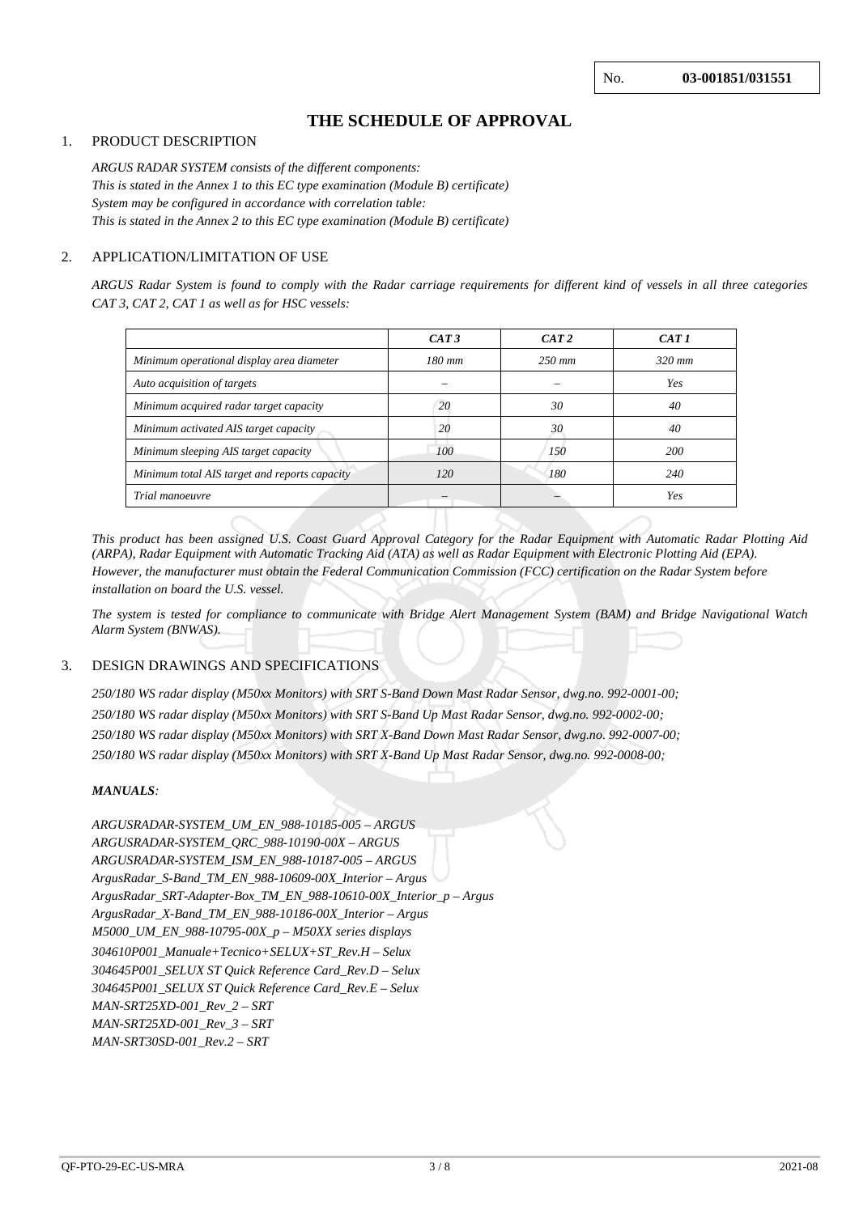No. **03-001851/031551**

# THE SCHEDULE OF APPROVAL

## 1. PRODUCT DESCRIPTION

*ARGUS RADAR SYSTEM consists of the different components:*
*This is stated in the Annex 1 to this EC type examination (Module B) certificate)*
*System may be configured in accordance with correlation table:*
*This is stated in the Annex 2 to this EC type examination (Module B) certificate)*

## 2. APPLICATION/LIMITATION OF USE

*ARGUS Radar System is found to comply with the Radar carriage requirements for different kind of vessels in all three categories CAT 3, CAT 2, CAT 1 as well as for HSC vessels:*

| | *CAT 3* | *CAT 2* | *CAT 1* |
|---|---|---|---|
| *Minimum operational display area diameter* | *180 mm* | *250 mm* | *320 mm* |
| *Auto acquisition of targets* | – | – | *Yes* |
| *Minimum acquired radar target capacity* | *20* | *30* | *40* |
| *Minimum activated AIS target capacity* | *20* | *30* | *40* |
| *Minimum sleeping AIS target capacity* | *100* | *150* | *200* |
| *Minimum total AIS target and reports capacity* | *120* | *180* | *240* |
| *Trial manoeuvre* | – | – | *Yes* |

*This product has been assigned U.S. Coast Guard Approval Category for the Radar Equipment with Automatic Radar Plotting Aid (ARPA), Radar Equipment with Automatic Tracking Aid (ATA) as well as Radar Equipment with Electronic Plotting Aid (EPA). However, the manufacturer must obtain the Federal Communication Commission (FCC) certification on the Radar System before installation on board the U.S. vessel.*

*The system is tested for compliance to communicate with Bridge Alert Management System (BAM) and Bridge Navigational Watch Alarm System (BNWAS).*

## 3. DESIGN DRAWINGS AND SPECIFICATIONS

*250/180 WS radar display (M50xx Monitors) with SRT S-Band Down Mast Radar Sensor, dwg.no. 992-0001-00;*

*250/180 WS radar display (M50xx Monitors) with SRT S-Band Up Mast Radar Sensor, dwg.no. 992-0002-00;*

*250/180 WS radar display (M50xx Monitors) with SRT X-Band Down Mast Radar Sensor, dwg.no. 992-0007-00;*

*250/180 WS radar display (M50xx Monitors) with SRT X-Band Up Mast Radar Sensor, dwg.no. 992-0008-00;*

***MANUALS**:*

*ARGUSRADAR-SYSTEM_UM_EN_988-10185-005 – ARGUS*
*ARGUSRADAR-SYSTEM_QRC_988-10190-00X – ARGUS*
*ARGUSRADAR-SYSTEM_ISM_EN_988-10187-005 – ARGUS*
*ArgusRadar_S-Band_TM_EN_988-10609-00X_Interior – Argus*
*ArgusRadar_SRT-Adapter-Box_TM_EN_988-10610-00X_Interior_p – Argus*
*ArgusRadar_X-Band_TM_EN_988-10186-00X_Interior – Argus*
*M5000_UM_EN_988-10795-00X_p – M50XX series displays*
*304610P001_Manuale+Tecnico+SELUX+ST_Rev.H – Selux*
*304645P001_SELUX ST Quick Reference Card_Rev.D – Selux*
*304645P001_SELUX ST Quick Reference Card_Rev.E – Selux*
*MAN-SRT25XD-001_Rev_2 – SRT*
*MAN-SRT25XD-001_Rev_3 – SRT*
*MAN-SRT30SD-001_Rev.2 – SRT*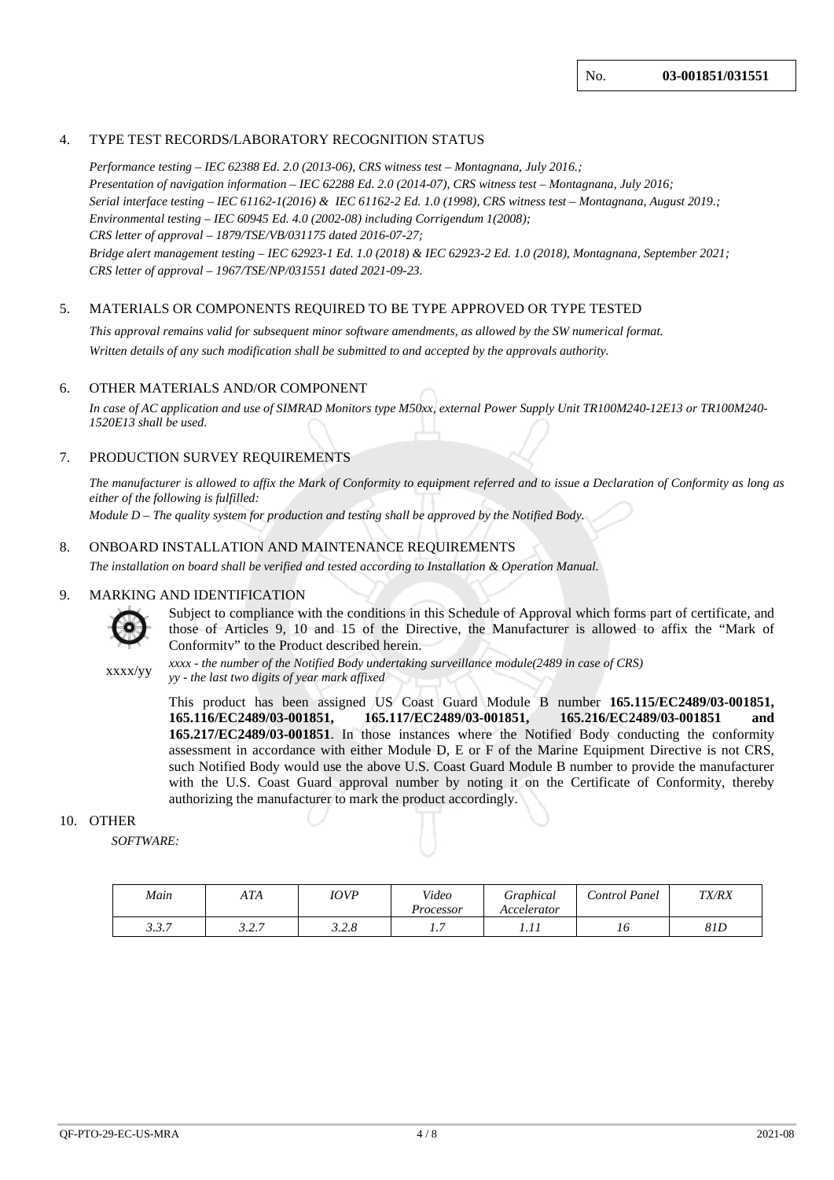No. **03-001851/031551**

## 4. TYPE TEST RECORDS/LABORATORY RECOGNITION STATUS

*Performance testing – IEC 62388 Ed. 2.0 (2013-06), CRS witness test – Montagnana, July 2016.;*
*Presentation of navigation information – IEC 62288 Ed. 2.0 (2014-07), CRS witness test – Montagnana, July 2016;*
*Serial interface testing – IEC 61162-1(2016) & IEC 61162-2 Ed. 1.0 (1998), CRS witness test – Montagnana, August 2019.;*
*Environmental testing – IEC 60945 Ed. 4.0 (2002-08) including Corrigendum 1(2008);*
*CRS letter of approval – 1879/TSE/VB/031175 dated 2016-07-27;*
*Bridge alert management testing – IEC 62923-1 Ed. 1.0 (2018) & IEC 62923-2 Ed. 1.0 (2018), Montagnana, September 2021;*
*CRS letter of approval – 1967/TSE/NP/031551 dated 2021-09-23.*

## 5. MATERIALS OR COMPONENTS REQUIRED TO BE TYPE APPROVED OR TYPE TESTED

*This approval remains valid for subsequent minor software amendments, as allowed by the SW numerical format.*
*Written details of any such modification shall be submitted to and accepted by the approvals authority.*

## 6. OTHER MATERIALS AND/OR COMPONENT

*In case of AC application and use of SIMRAD Monitors type M50xx, external Power Supply Unit TR100M240-12E13 or TR100M240-1520E13 shall be used.*

## 7. PRODUCTION SURVEY REQUIREMENTS

*The manufacturer is allowed to affix the Mark of Conformity to equipment referred and to issue a Declaration of Conformity as long as either of the following is fulfilled:*
*Module D – The quality system for production and testing shall be approved by the Notified Body.*

## 8. ONBOARD INSTALLATION AND MAINTENANCE REQUIREMENTS

*The installation on board shall be verified and tested according to Installation & Operation Manual.*

## 9. MARKING AND IDENTIFICATION

Subject to compliance with the conditions in this Schedule of Approval which forms part of certificate, and those of Articles 9, 10 and 15 of the Directive, the Manufacturer is allowed to affix the "Mark of Conformity" to the Product described herein.

xxxx/yy

*xxxx - the number of the Notified Body undertaking surveillance module(2489 in case of CRS)*
*yy - the last two digits of year mark affixed*

This product has been assigned US Coast Guard Module B number **165.115/EC2489/03-001851, 165.116/EC2489/03-001851, 165.117/EC2489/03-001851, 165.216/EC2489/03-001851 and 165.217/EC2489/03-001851**. In those instances where the Notified Body conducting the conformity assessment in accordance with either Module D, E or F of the Marine Equipment Directive is not CRS, such Notified Body would use the above U.S. Coast Guard Module B number to provide the manufacturer with the U.S. Coast Guard approval number by noting it on the Certificate of Conformity, thereby authorizing the manufacturer to mark the product accordingly.

## 10. OTHER

*SOFTWARE:*

| *Main* | *ATA* | *IOVP* | *Video Processor* | *Graphical Accelerator* | *Control Panel* | *TX/RX* |
|---|---|---|---|---|---|---|
| *3.3.7* | *3.2.7* | *3.2.8* | *1.7* | *1.11* | *16* | *81D* |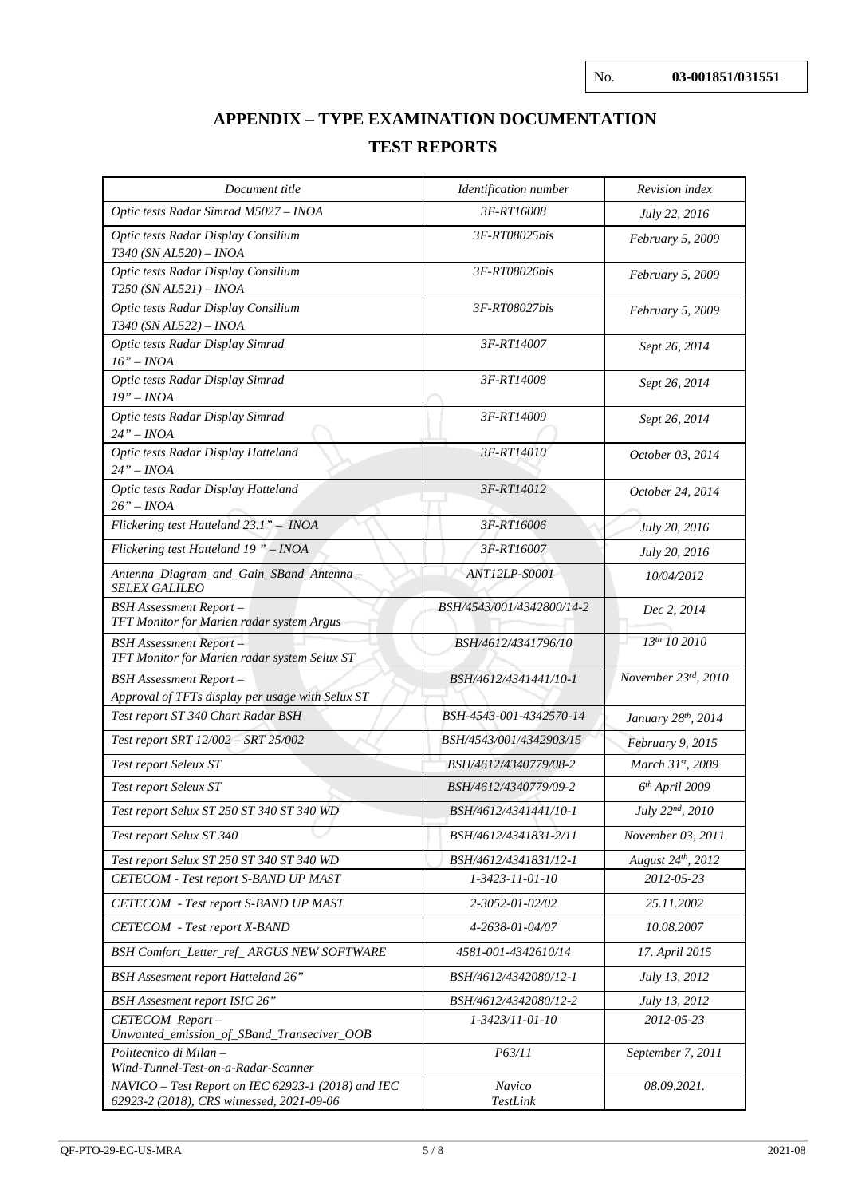No. **03-001851/031551**

# APPENDIX – TYPE EXAMINATION DOCUMENTATION

## TEST REPORTS

| *Document title* | *Identification number* | *Revision index* |
|---|---|---|
| *Optic tests Radar Simrad M5027 – INOA* | *3F-RT16008* | *July 22, 2016* |
| *Optic tests Radar Display Consilium T340 (SN AL520) – INOA* | *3F-RT08025bis* | *February 5, 2009* |
| *Optic tests Radar Display Consilium T250 (SN AL521) – INOA* | *3F-RT08026bis* | *February 5, 2009* |
| *Optic tests Radar Display Consilium T340 (SN AL522) – INOA* | *3F-RT08027bis* | *February 5, 2009* |
| *Optic tests Radar Display Simrad 16" – INOA* | *3F-RT14007* | *Sept 26, 2014* |
| *Optic tests Radar Display Simrad 19" – INOA* | *3F-RT14008* | *Sept 26, 2014* |
| *Optic tests Radar Display Simrad 24" – INOA* | *3F-RT14009* | *Sept 26, 2014* |
| *Optic tests Radar Display Hatteland 24" – INOA* | *3F-RT14010* | *October 03, 2014* |
| *Optic tests Radar Display Hatteland 26" – INOA* | *3F-RT14012* | *October 24, 2014* |
| *Flickering test Hatteland 23.1" – INOA* | *3F-RT16006* | *July 20, 2016* |
| *Flickering test Hatteland 19 " – INOA* | *3F-RT16007* | *July 20, 2016* |
| *Antenna_Diagram_and_Gain_SBand_Antenna – SELEX GALILEO* | *ANT12LP-S0001* | *10/04/2012* |
| *BSH Assessment Report – TFT Monitor for Marien radar system Argus* | *BSH/4543/001/4342800/14-2* | *Dec 2, 2014* |
| *BSH Assessment Report – TFT Monitor for Marien radar system Selux ST* | *BSH/4612/4341796/10* | *13th 10 2010* |
| *BSH Assessment Report – Approval of TFTs display per usage with Selux ST* | *BSH/4612/4341441/10-1* | *November 23rd, 2010* |
| *Test report ST 340 Chart Radar BSH* | *BSH-4543-001-4342570-14* | *January 28th, 2014* |
| *Test report SRT 12/002 – SRT 25/002* | *BSH/4543/001/4342903/15* | *February 9, 2015* |
| *Test report Seleux ST* | *BSH/4612/4340779/08-2* | *March 31st, 2009* |
| *Test report Seleux ST* | *BSH/4612/4340779/09-2* | *6th April 2009* |
| *Test report Selux ST 250 ST 340 ST 340 WD* | *BSH/4612/4341441/10-1* | *July 22nd, 2010* |
| *Test report Selux ST 340* | *BSH/4612/4341831-2/11* | *November 03, 2011* |
| *Test report Selux ST 250 ST 340 ST 340 WD* | *BSH/4612/4341831/12-1* | *August 24th, 2012* |
| *CETECOM - Test report S-BAND UP MAST* | *1-3423-11-01-10* | *2012-05-23* |
| *CETECOM - Test report S-BAND UP MAST* | *2-3052-01-02/02* | *25.11.2002* |
| *CETECOM - Test report X-BAND* | *4-2638-01-04/07* | *10.08.2007* |
| *BSH Comfort_Letter_ref_ ARGUS NEW SOFTWARE* | *4581-001-4342610/14* | *17. April 2015* |
| *BSH Assesment report Hatteland 26"* | *BSH/4612/4342080/12-1* | *July 13, 2012* |
| *BSH Assesment report ISIC 26"* | *BSH/4612/4342080/12-2* | *July 13, 2012* |
| *CETECOM Report – Unwanted_emission_of_SBand_Transceiver_OOB* | *1-3423/11-01-10* | *2012-05-23* |
| *Politecnico di Milan – Wind-Tunnel-Test-on-a-Radar-Scanner* | *P63/11* | *September 7, 2011* |
| *NAVICO – Test Report on IEC 62923-1 (2018) and IEC 62923-2 (2018), CRS witnessed, 2021-09-06* | *Navico TestLink* | *08.09.2021.* |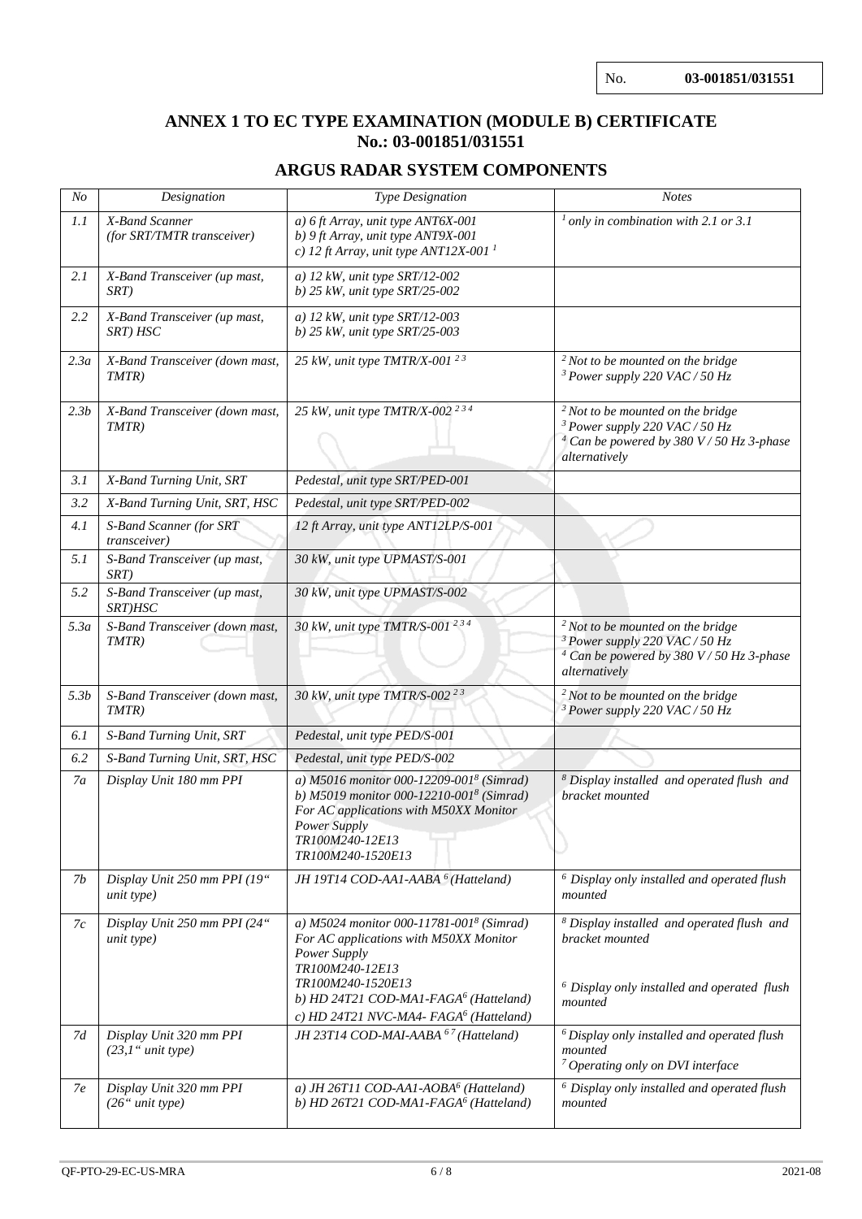No. **03-001851/031551**

## ANNEX 1 TO EC TYPE EXAMINATION (MODULE B) CERTIFICATE No.: 03-001851/031551

### ARGUS RADAR SYSTEM COMPONENTS

| *No* | *Designation* | *Type Designation* | *Notes* |
|---|---|---|---|
| *1.1* | *X-Band Scanner (for SRT/TMTR transceiver)* | *a) 6 ft Array, unit type ANT6X-001*<br>*b) 9 ft Array, unit type ANT9X-001*<br>*c) 12 ft Array, unit type ANT12X-001* [1] | [1] *only in combination with 2.1 or 3.1* |
| *2.1* | *X-Band Transceiver (up mast, SRT)* | *a) 12 kW, unit type SRT/12-002*<br>*b) 25 kW, unit type SRT/25-002* | |
| *2.2* | *X-Band Transceiver (up mast, SRT) HSC* | *a) 12 kW, unit type SRT/12-003*<br>*b) 25 kW, unit type SRT/25-003* | |
| *2.3a* | *X-Band Transceiver (down mast, TMTR)* | *25 kW, unit type TMTR/X-001* [2 3] | [2] *Not to be mounted on the bridge*<br>[3] *Power supply 220 VAC / 50 Hz* |
| *2.3b* | *X-Band Transceiver (down mast, TMTR)* | *25 kW, unit type TMTR/X-002* [2 3 4] | [2] *Not to be mounted on the bridge*<br>[3] *Power supply 220 VAC / 50 Hz*<br>[4] *Can be powered by 380 V / 50 Hz 3-phase alternatively* |
| *3.1* | *X-Band Turning Unit, SRT* | *Pedestal, unit type SRT/PED-001* | |
| *3.2* | *X-Band Turning Unit, SRT, HSC* | *Pedestal, unit type SRT/PED-002* | |
| *4.1* | *S-Band Scanner (for SRT transceiver)* | *12 ft Array, unit type ANT12LP/S-001* | |
| *5.1* | *S-Band Transceiver (up mast, SRT)* | *30 kW, unit type UPMAST/S-001* | |
| *5.2* | *S-Band Transceiver (up mast, SRT)HSC* | *30 kW, unit type UPMAST/S-002* | |
| *5.3a* | *S-Band Transceiver (down mast, TMTR)* | *30 kW, unit type TMTR/S-001* [2 3 4] | [2] *Not to be mounted on the bridge*<br>[3] *Power supply 220 VAC / 50 Hz*<br>[4] *Can be powered by 380 V / 50 Hz 3-phase alternatively* |
| *5.3b* | *S-Band Transceiver (down mast, TMTR)* | *30 kW, unit type TMTR/S-002* [2 3] | [2] *Not to be mounted on the bridge*<br>[3] *Power supply 220 VAC / 50 Hz* |
| *6.1* | *S-Band Turning Unit, SRT* | *Pedestal, unit type PED/S-001* | |
| *6.2* | *S-Band Turning Unit, SRT, HSC* | *Pedestal, unit type PED/S-002* | |
| *7a* | *Display Unit 180 mm PPI* | *a) M5016 monitor 000-12209-001*[8] *(Simrad)*<br>*b) M5019 monitor 000-12210-001*[8] *(Simrad)*<br>*For AC applications with M50XX Monitor Power Supply*<br>*TR100M240-12E13*<br>*TR100M240-1520E13* | [8] *Display installed and operated flush and bracket mounted* |
| *7b* | *Display Unit 250 mm PPI (19" unit type)* | *JH 19T14 COD-AA1-AABA* [6] *(Hatteland)* | [6] *Display only installed and operated flush mounted* |
| *7c* | *Display Unit 250 mm PPI (24" unit type)* | *a) M5024 monitor 000-11781-001*[8] *(Simrad)*<br>*For AC applications with M50XX Monitor Power Supply*<br>*TR100M240-12E13*<br>*TR100M240-1520E13*<br>*b) HD 24T21 COD-MA1-FAGA*[6] *(Hatteland)*<br>*c) HD 24T21 NVC-MA4- FAGA*[6] *(Hatteland)* | [8] *Display installed and operated flush and bracket mounted*<br><br>[6] *Display only installed and operated flush mounted* |
| *7d* | *Display Unit 320 mm PPI (23,1" unit type)* | *JH 23T14 COD-MAI-AABA* [6 7] *(Hatteland)* | [6] *Display only installed and operated flush mounted*<br>[7] *Operating only on DVI interface* |
| *7e* | *Display Unit 320 mm PPI (26" unit type)* | *a) JH 26T11 COD-AA1-AOBA*[6] *(Hatteland)*<br>*b) HD 26T21 COD-MA1-FAGA*[6] *(Hatteland)* | [6] *Display only installed and operated flush mounted* |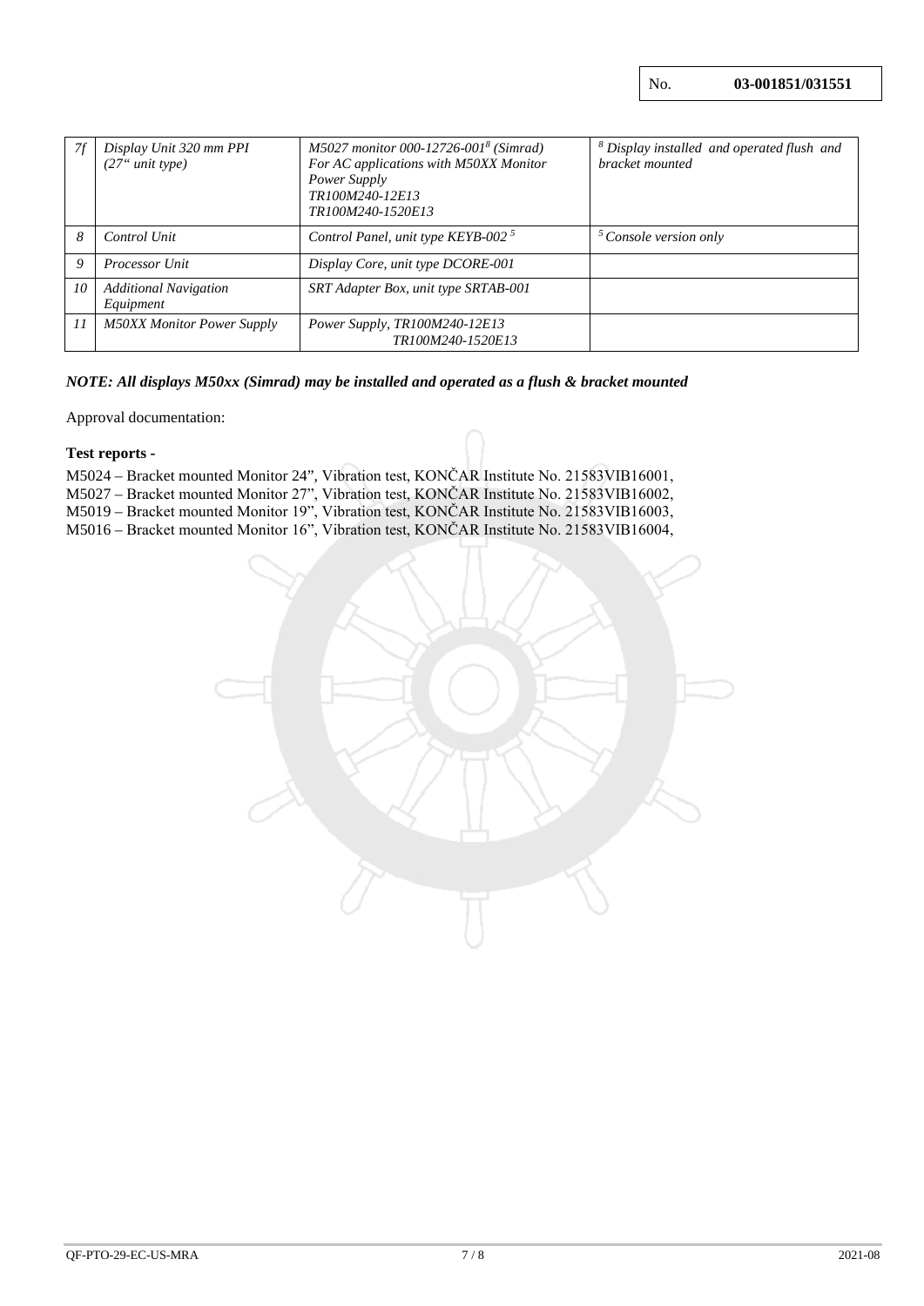No. **03-001851/031551**

| 7f | *Display Unit 320 mm PPI (27" unit type)* | *M5027 monitor 000-12726-001[8] (Simrad) For AC applications with M50XX Monitor Power Supply TR100M240-12E13 TR100M240-1520E13* | *[8] Display installed and operated flush and bracket mounted* |
|---|---|---|---|
| *8* | *Control Unit* | *Control Panel, unit type KEYB-002 [5]* | *[5] Console version only* |
| *9* | *Processor Unit* | *Display Core, unit type DCORE-001* | |
| *10* | *Additional Navigation Equipment* | *SRT Adapter Box, unit type SRTAB-001* | |
| *11* | *M50XX Monitor Power Supply* | *Power Supply, TR100M240-12E13 TR100M240-1520E13* | |

***NOTE: All displays M50xx (Simrad) may be installed and operated as a flush & bracket mounted***

Approval documentation:

**Test reports -**

M5024 – Bracket mounted Monitor 24", Vibration test, KONČAR Institute No. 21583VIB16001,
M5027 – Bracket mounted Monitor 27", Vibration test, KONČAR Institute No. 21583VIB16002,
M5019 – Bracket mounted Monitor 19", Vibration test, KONČAR Institute No. 21583VIB16003,
M5016 – Bracket mounted Monitor 16", Vibration test, KONČAR Institute No. 21583VIB16004,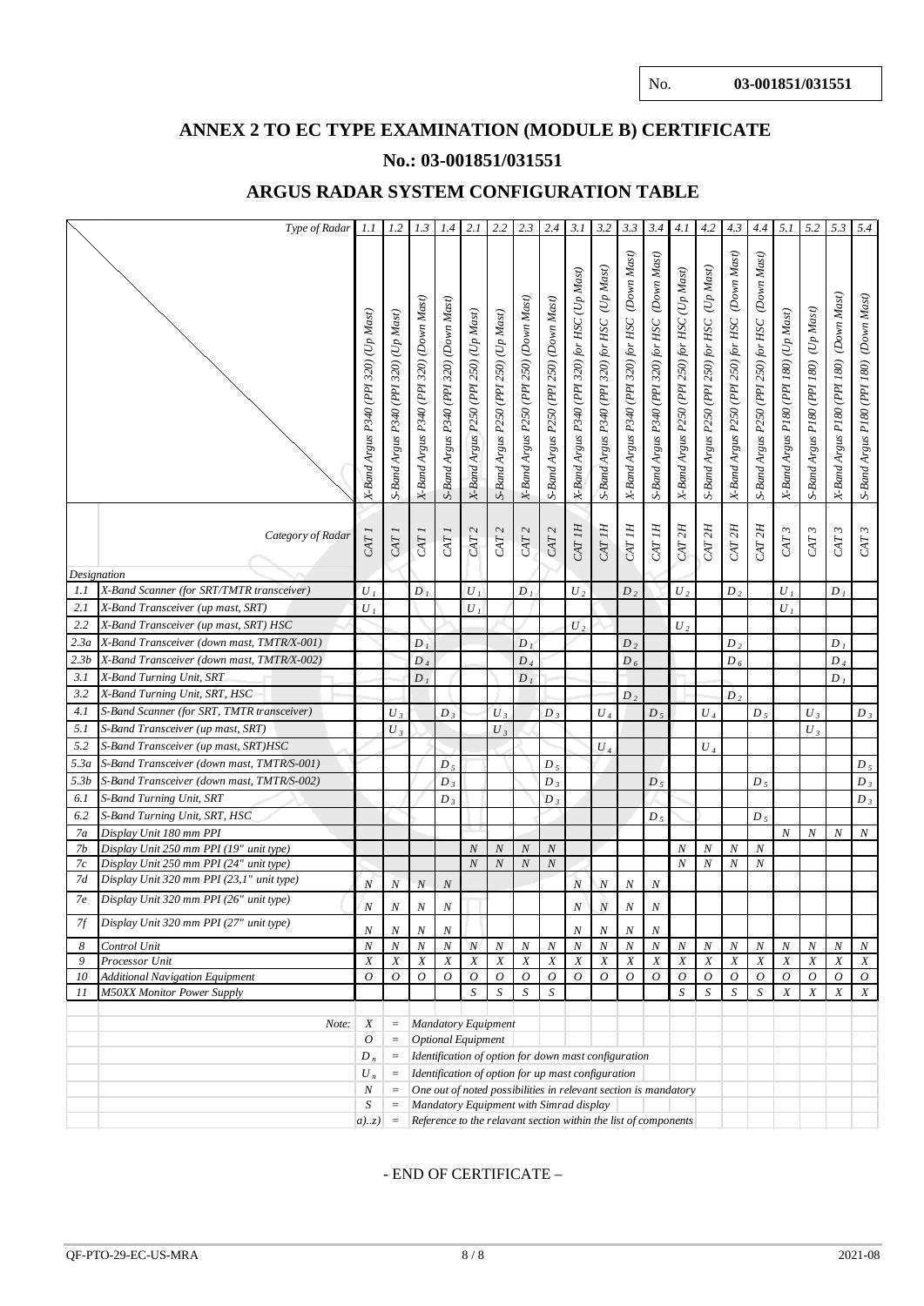# ANNEX 2 TO EC TYPE EXAMINATION (MODULE B) CERTIFICATE

## No.: 03-001851/031551

## ARGUS RADAR SYSTEM CONFIGURATION TABLE

| | Type of Radar | 1.1 | 1.2 | 1.3 | 1.4 | 2.1 | 2.2 | 2.3 | 2.4 | 3.1 | 3.2 | 3.3 | 3.4 | 4.1 | 4.2 | 4.3 | 4.4 | 5.1 | 5.2 | 5.3 | 5.4 |
|---|---|---|---|---|---|---|---|---|---|---|---|---|---|---|---|---|---|---|---|---|---|
| | | X-Band Argus P340 (PPI 320) (Up Mast) | S-Band Argus P340 (PPI 320) (Up Mast) | X-Band Argus P340 (PPI 320) (Down Mast) | S-Band Argus P340 (PPI 320) (Down Mast) | X-Band Argus P250 (PPI 250) (Up Mast) | S-Band Argus P250 (PPI 250) (Up Mast) | X-Band Argus P250 (PPI 250) (Down Mast) | S-Band Argus P250 (PPI 250) (Down Mast) | X-Band Argus P340 (PPI 320) for HSC (Up Mast) | S-Band Argus P340 (PPI 320) for HSC (Up Mast) | X-Band Argus P340 (PPI 320) for HSC (Down Mast) | S-Band Argus P340 (PPI 320) for HSC (Down Mast) | X-Band Argus P250 (PPI 250) for HSC (Up Mast) | S-Band Argus P250 (PPI 250) for HSC (Up Mast) | X-Band Argus P250 (PPI 250) for HSC (Down Mast) | S-Band Argus P250 (PPI 250) for HSC (Down Mast) | X-Band Argus P180 (PPI 180) (Up Mast) | S-Band Argus P180 (PPI 180) (Up Mast) | X-Band Argus P180 (PPI 180) (Down Mast) | S-Band Argus P180 (PPI 180) (Down Mast) |
| | Category of Radar | CAT 1 | CAT 1 | CAT 1 | CAT 1 | CAT 2 | CAT 2 | CAT 2 | CAT 2 | CAT 1H | CAT 1H | CAT 1H | CAT 1H | CAT 2H | CAT 2H | CAT 2H | CAT 2H | CAT 3 | CAT 3 | CAT 3 | CAT 3 |
| Designation | | | | | | | | | | | | | | | | | | | | | |
| 1.1 | X-Band Scanner (for SRT/TMTR transceiver) | $U_1$ | | $D_1$ | | $U_1$ | | $D_1$ | | $U_2$ | | $D_2$ | | $U_2$ | | $D_2$ | | $U_1$ | | $D_1$ | |
| 2.1 | X-Band Transceiver (up mast, SRT) | $U_1$ | | | | $U_1$ | | | | | | | | | | | | $U_1$ | | | |
| 2.2 | X-Band Transceiver (up mast, SRT) HSC | | | | | | | | | $U_2$ | | | | $U_2$ | | | | | | | |
| 2.3a | X-Band Transceiver (down mast, TMTR/X-001) | | | $D_1$ | | | | $D_1$ | | | | $D_2$ | | | | $D_2$ | | | | $D_1$ | |
| 2.3b | X-Band Transceiver (down mast, TMTR/X-002) | | | $D_4$ | | | | $D_4$ | | | | $D_6$ | | | | $D_6$ | | | | $D_4$ | |
| 3.1 | X-Band Turning Unit, SRT | | | $D_1$ | | | | $D_1$ | | | | | | | | | | | | $D_1$ | |
| 3.2 | X-Band Turning Unit, SRT, HSC | | | | | | | | | | | $D_2$ | | | | $D_2$ | | | | | |
| 4.1 | S-Band Scanner (for SRT, TMTR transceiver) | | $U_3$ | | $D_3$ | | $U_3$ | | $D_3$ | | $U_4$ | | $D_5$ | | $U_4$ | | $D_5$ | | $U_3$ | | $D_3$ |
| 5.1 | S-Band Transceiver (up mast, SRT) | | $U_3$ | | | | $U_3$ | | | | | | | | | | | | $U_3$ | | |
| 5.2 | S-Band Transceiver (up mast, SRT)HSC | | | | | | | | | | $U_4$ | | | | $U_4$ | | | | | | |
| 5.3a | S-Band Transceiver (down mast, TMTR/S-001) | | | | $D_5$ | | | | $D_5$ | | | | | | | | | | | | $D_5$ |
| 5.3b | S-Band Transceiver (down mast, TMTR/S-002) | | | | $D_3$ | | | | $D_3$ | | | | $D_5$ | | | | $D_5$ | | | | $D_3$ |
| 6.1 | S-Band Turning Unit, SRT | | | | $D_3$ | | | | $D_3$ | | | | | | | | | | | | $D_3$ |
| 6.2 | S-Band Turning Unit, SRT, HSC | | | | | | | | | | | | $D_5$ | | | | $D_5$ | | | | |
| 7a | Display Unit 180 mm PPI | | | | | | | | | | | | | | | | | N | N | N | N |
| 7b | Display Unit 250 mm PPI (19" unit type) | | | | | N | N | N | N | | | | | N | N | N | N | | | | |
| 7c | Display Unit 250 mm PPI (24" unit type) | | | | | N | N | N | N | | | | | N | N | N | N | | | | |
| 7d | Display Unit 320 mm PPI (23,1" unit type) | N | N | N | N | | | | | N | N | N | N | | | | | | | | |
| 7e | Display Unit 320 mm PPI (26" unit type) | N | N | N | N | | | | | N | N | N | N | | | | | | | | |
| 7f | Display Unit 320 mm PPI (27" unit type) | N | N | N | N | | | | | N | N | N | N | | | | | | | | |
| 8 | Control Unit | N | N | N | N | N | N | N | N | N | N | N | N | N | N | N | N | N | N | N | N |
| 9 | Processor Unit | X | X | X | X | X | X | X | X | X | X | X | X | X | X | X | X | X | X | X | X |
| 10 | Additional Navigation Equipment | O | O | O | O | O | O | O | O | O | O | O | O | O | O | O | O | O | O | O | O |
| 11 | M50XX Monitor Power Supply | | | | | S | S | S | S | | | | | S | S | S | S | X | X | X | X |

Note:

- X = Mandatory Equipment
- O = Optional Equipment
- $D_n$ = Identification of option for down mast configuration
- $U_n$ = Identification of option for up mast configuration
- N = One out of noted possibilities in relevant section is mandatory
- S = Mandatory Equipment with Simrad display
- a)..z) = Reference to the relavant section within the list of components

- END OF CERTIFICATE –